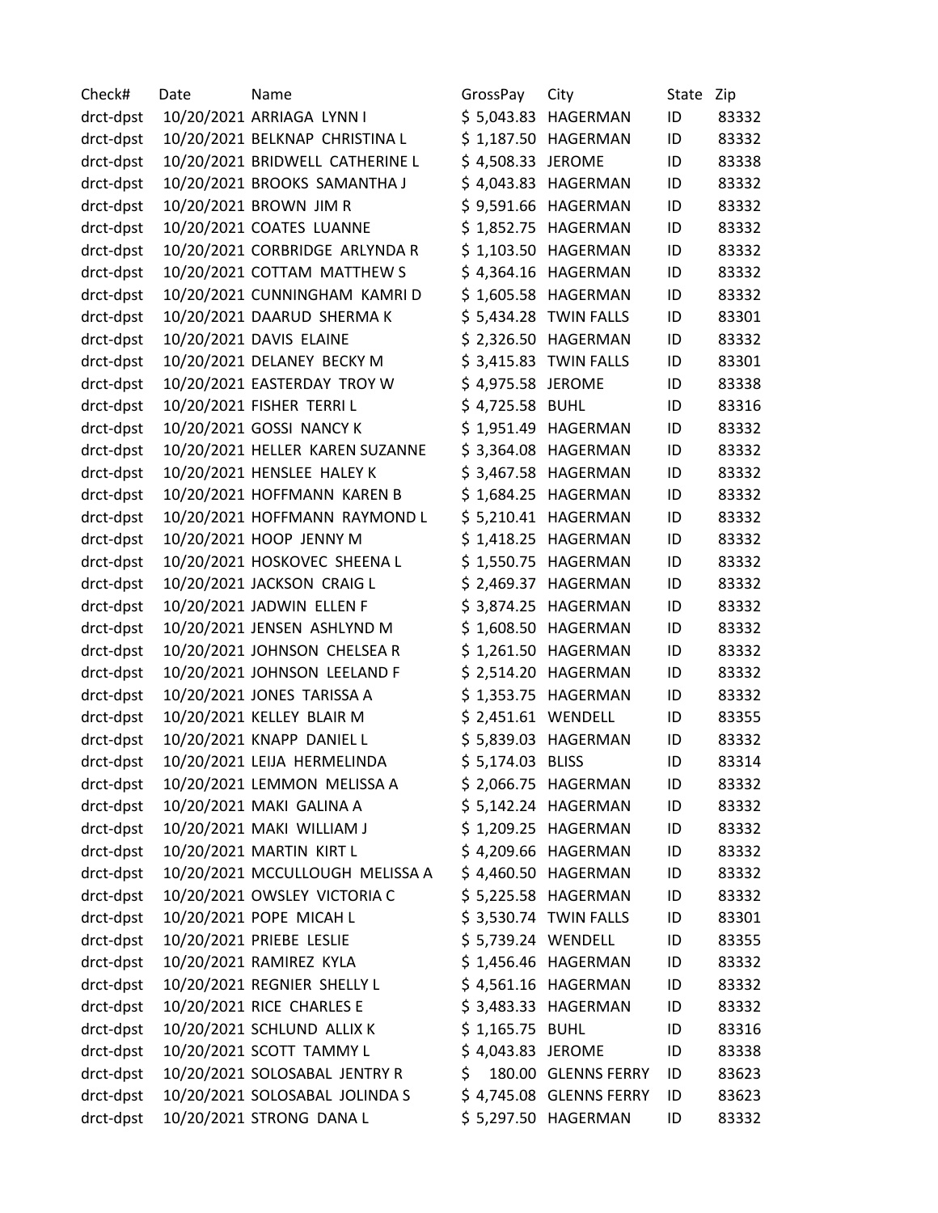| Check# | Date | Name | GrossPay | City | State | Zip |
|---|---|---|---|---|---|---|
| drct-dpst | 10/20/2021 | ARRIAGA LYNN I | $ 5,043.83 | HAGERMAN | ID | 83332 |
| drct-dpst | 10/20/2021 | BELKNAP CHRISTINA L | $ 1,187.50 | HAGERMAN | ID | 83332 |
| drct-dpst | 10/20/2021 | BRIDWELL CATHERINE L | $ 4,508.33 | JEROME | ID | 83338 |
| drct-dpst | 10/20/2021 | BROOKS SAMANTHA J | $ 4,043.83 | HAGERMAN | ID | 83332 |
| drct-dpst | 10/20/2021 | BROWN JIM R | $ 9,591.66 | HAGERMAN | ID | 83332 |
| drct-dpst | 10/20/2021 | COATES LUANNE | $ 1,852.75 | HAGERMAN | ID | 83332 |
| drct-dpst | 10/20/2021 | CORBRIDGE ARLYNDA R | $ 1,103.50 | HAGERMAN | ID | 83332 |
| drct-dpst | 10/20/2021 | COTTAM MATTHEW S | $ 4,364.16 | HAGERMAN | ID | 83332 |
| drct-dpst | 10/20/2021 | CUNNINGHAM KAMRI D | $ 1,605.58 | HAGERMAN | ID | 83332 |
| drct-dpst | 10/20/2021 | DAARUD SHERMA K | $ 5,434.28 | TWIN FALLS | ID | 83301 |
| drct-dpst | 10/20/2021 | DAVIS ELAINE | $ 2,326.50 | HAGERMAN | ID | 83332 |
| drct-dpst | 10/20/2021 | DELANEY BECKY M | $ 3,415.83 | TWIN FALLS | ID | 83301 |
| drct-dpst | 10/20/2021 | EASTERDAY TROY W | $ 4,975.58 | JEROME | ID | 83338 |
| drct-dpst | 10/20/2021 | FISHER TERRI L | $ 4,725.58 | BUHL | ID | 83316 |
| drct-dpst | 10/20/2021 | GOSSI NANCY K | $ 1,951.49 | HAGERMAN | ID | 83332 |
| drct-dpst | 10/20/2021 | HELLER KAREN SUZANNE | $ 3,364.08 | HAGERMAN | ID | 83332 |
| drct-dpst | 10/20/2021 | HENSLEE HALEY K | $ 3,467.58 | HAGERMAN | ID | 83332 |
| drct-dpst | 10/20/2021 | HOFFMANN KAREN B | $ 1,684.25 | HAGERMAN | ID | 83332 |
| drct-dpst | 10/20/2021 | HOFFMANN RAYMOND L | $ 5,210.41 | HAGERMAN | ID | 83332 |
| drct-dpst | 10/20/2021 | HOOP JENNY M | $ 1,418.25 | HAGERMAN | ID | 83332 |
| drct-dpst | 10/20/2021 | HOSKOVEC SHEENA L | $ 1,550.75 | HAGERMAN | ID | 83332 |
| drct-dpst | 10/20/2021 | JACKSON CRAIG L | $ 2,469.37 | HAGERMAN | ID | 83332 |
| drct-dpst | 10/20/2021 | JADWIN ELLEN F | $ 3,874.25 | HAGERMAN | ID | 83332 |
| drct-dpst | 10/20/2021 | JENSEN ASHLYND M | $ 1,608.50 | HAGERMAN | ID | 83332 |
| drct-dpst | 10/20/2021 | JOHNSON CHELSEA R | $ 1,261.50 | HAGERMAN | ID | 83332 |
| drct-dpst | 10/20/2021 | JOHNSON LEELAND F | $ 2,514.20 | HAGERMAN | ID | 83332 |
| drct-dpst | 10/20/2021 | JONES TARISSA A | $ 1,353.75 | HAGERMAN | ID | 83332 |
| drct-dpst | 10/20/2021 | KELLEY BLAIR M | $ 2,451.61 | WENDELL | ID | 83355 |
| drct-dpst | 10/20/2021 | KNAPP DANIEL L | $ 5,839.03 | HAGERMAN | ID | 83332 |
| drct-dpst | 10/20/2021 | LEIJA HERMELINDA | $ 5,174.03 | BLISS | ID | 83314 |
| drct-dpst | 10/20/2021 | LEMMON MELISSA A | $ 2,066.75 | HAGERMAN | ID | 83332 |
| drct-dpst | 10/20/2021 | MAKI GALINA A | $ 5,142.24 | HAGERMAN | ID | 83332 |
| drct-dpst | 10/20/2021 | MAKI WILLIAM J | $ 1,209.25 | HAGERMAN | ID | 83332 |
| drct-dpst | 10/20/2021 | MARTIN KIRT L | $ 4,209.66 | HAGERMAN | ID | 83332 |
| drct-dpst | 10/20/2021 | MCCULLOUGH MELISSA A | $ 4,460.50 | HAGERMAN | ID | 83332 |
| drct-dpst | 10/20/2021 | OWSLEY VICTORIA C | $ 5,225.58 | HAGERMAN | ID | 83332 |
| drct-dpst | 10/20/2021 | POPE MICAH L | $ 3,530.74 | TWIN FALLS | ID | 83301 |
| drct-dpst | 10/20/2021 | PRIEBE LESLIE | $ 5,739.24 | WENDELL | ID | 83355 |
| drct-dpst | 10/20/2021 | RAMIREZ KYLA | $ 1,456.46 | HAGERMAN | ID | 83332 |
| drct-dpst | 10/20/2021 | REGNIER SHELLY L | $ 4,561.16 | HAGERMAN | ID | 83332 |
| drct-dpst | 10/20/2021 | RICE CHARLES E | $ 3,483.33 | HAGERMAN | ID | 83332 |
| drct-dpst | 10/20/2021 | SCHLUND ALLIX K | $ 1,165.75 | BUHL | ID | 83316 |
| drct-dpst | 10/20/2021 | SCOTT TAMMY L | $ 4,043.83 | JEROME | ID | 83338 |
| drct-dpst | 10/20/2021 | SOLOSABAL JENTRY R | $ 180.00 | GLENNS FERRY | ID | 83623 |
| drct-dpst | 10/20/2021 | SOLOSABAL JOLINDA S | $ 4,745.08 | GLENNS FERRY | ID | 83623 |
| drct-dpst | 10/20/2021 | STRONG DANA L | $ 5,297.50 | HAGERMAN | ID | 83332 |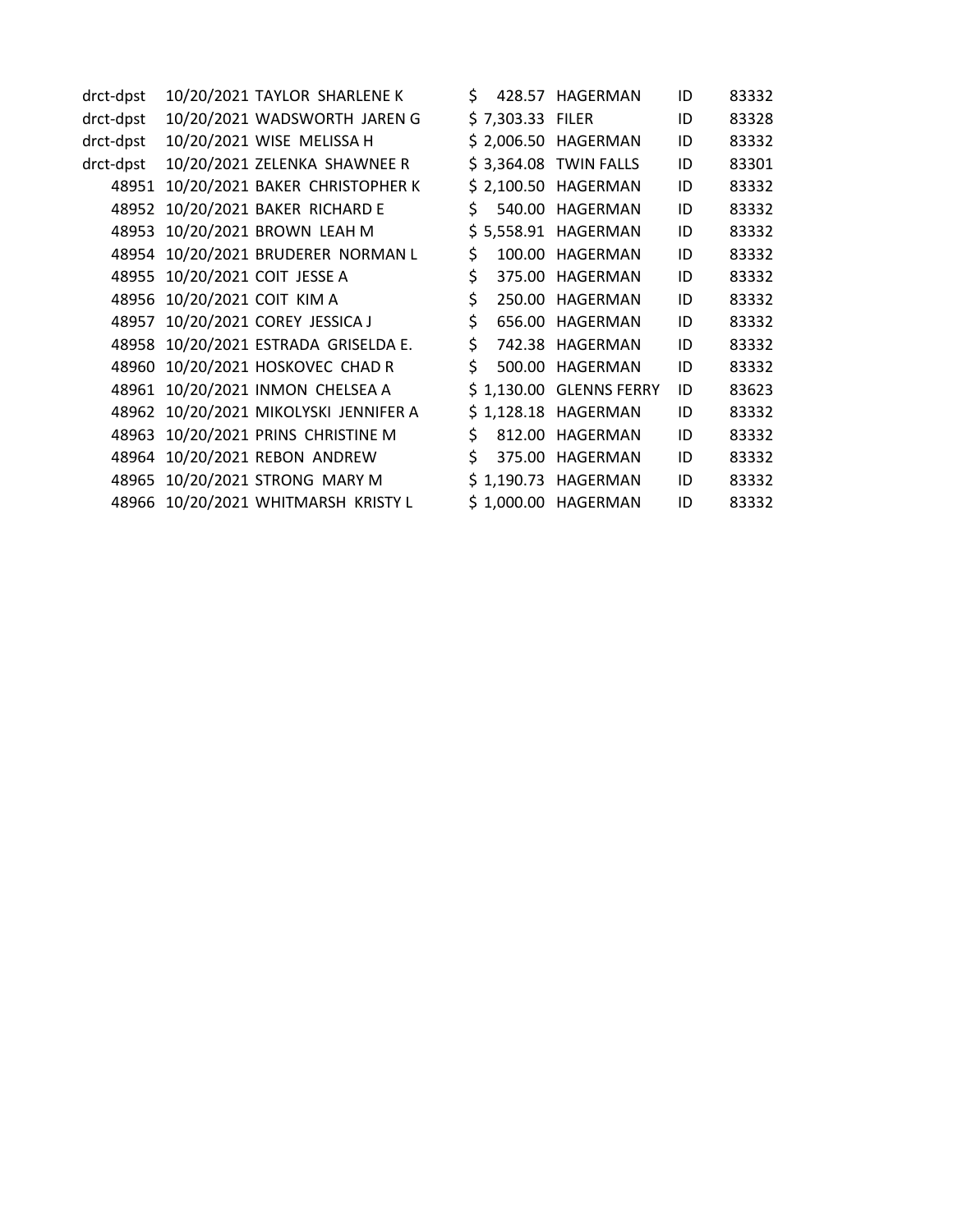| | | | | | | |
|---|---|---|---|---|---|---|
| drct-dpst | 10/20/2021 | TAYLOR SHARLENE K | $ 428.57 | HAGERMAN | ID | 83332 |
| drct-dpst | 10/20/2021 | WADSWORTH JAREN G | $ 7,303.33 | FILER | ID | 83328 |
| drct-dpst | 10/20/2021 | WISE MELISSA H | $ 2,006.50 | HAGERMAN | ID | 83332 |
| drct-dpst | 10/20/2021 | ZELENKA SHAWNEE R | $ 3,364.08 | TWIN FALLS | ID | 83301 |
| 48951 | 10/20/2021 | BAKER CHRISTOPHER K | $ 2,100.50 | HAGERMAN | ID | 83332 |
| 48952 | 10/20/2021 | BAKER RICHARD E | $ 540.00 | HAGERMAN | ID | 83332 |
| 48953 | 10/20/2021 | BROWN LEAH M | $ 5,558.91 | HAGERMAN | ID | 83332 |
| 48954 | 10/20/2021 | BRUDERER NORMAN L | $ 100.00 | HAGERMAN | ID | 83332 |
| 48955 | 10/20/2021 | COIT JESSE A | $ 375.00 | HAGERMAN | ID | 83332 |
| 48956 | 10/20/2021 | COIT KIM A | $ 250.00 | HAGERMAN | ID | 83332 |
| 48957 | 10/20/2021 | COREY JESSICA J | $ 656.00 | HAGERMAN | ID | 83332 |
| 48958 | 10/20/2021 | ESTRADA GRISELDA E. | $ 742.38 | HAGERMAN | ID | 83332 |
| 48960 | 10/20/2021 | HOSKOVEC CHAD R | $ 500.00 | HAGERMAN | ID | 83332 |
| 48961 | 10/20/2021 | INMON CHELSEA A | $ 1,130.00 | GLENNS FERRY | ID | 83623 |
| 48962 | 10/20/2021 | MIKOLYSKI JENNIFER A | $ 1,128.18 | HAGERMAN | ID | 83332 |
| 48963 | 10/20/2021 | PRINS CHRISTINE M | $ 812.00 | HAGERMAN | ID | 83332 |
| 48964 | 10/20/2021 | REBON ANDREW | $ 375.00 | HAGERMAN | ID | 83332 |
| 48965 | 10/20/2021 | STRONG MARY M | $ 1,190.73 | HAGERMAN | ID | 83332 |
| 48966 | 10/20/2021 | WHITMARSH KRISTY L | $ 1,000.00 | HAGERMAN | ID | 83332 |